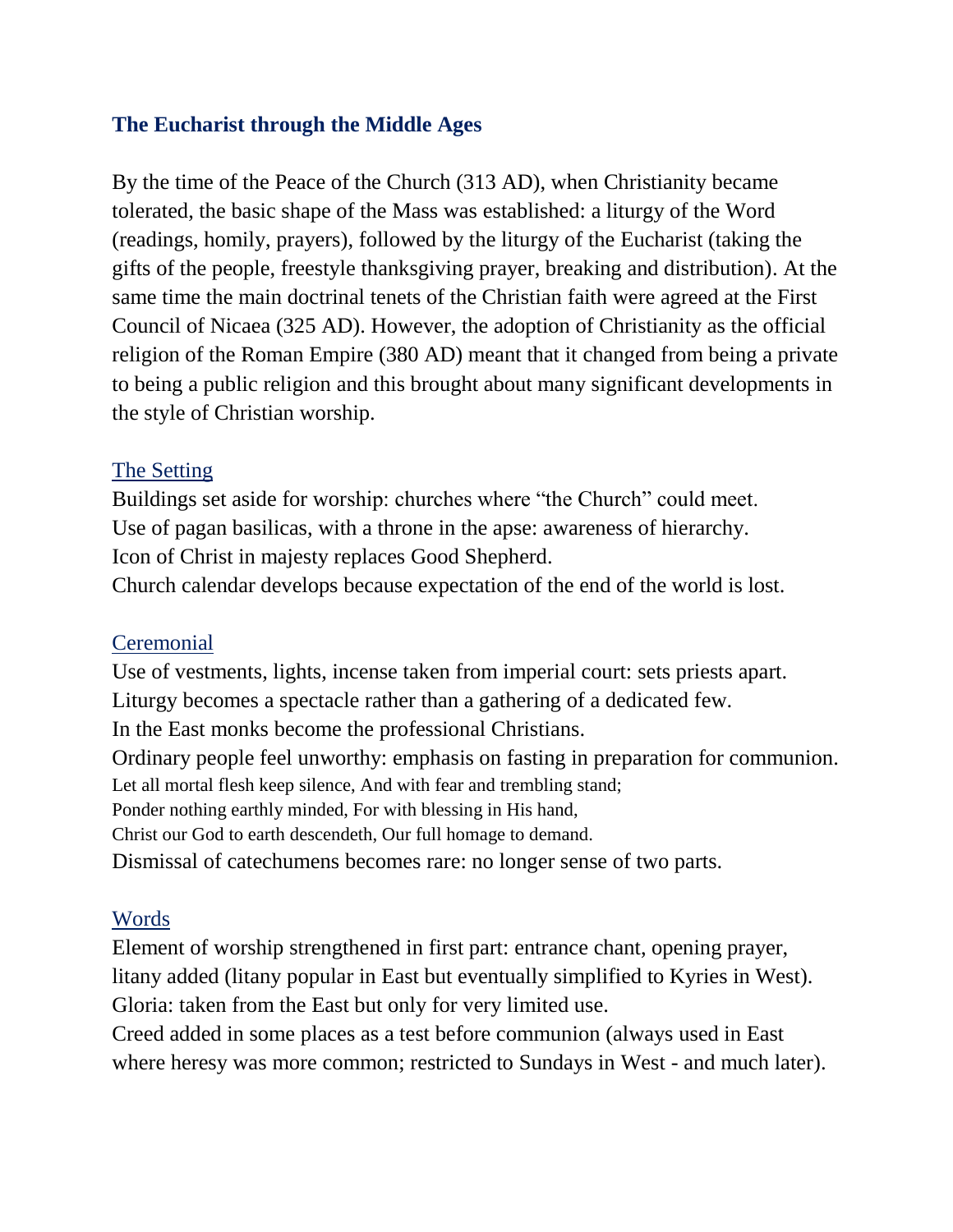## The Eucharist through the Middle Ages

By the time of the Peace of the Church (313 AD), when Christianity became tolerated, the basic shape of the Mass was established: a liturgy of the Word (readings, homily, prayers), followed by the liturgy of the Eucharist (taking the gifts of the people, freestyle thanksgiving prayer, breaking and distribution). At the same time the main doctrinal tenets of the Christian faith were agreed at the First Council of Nicaea (325 AD). However, the adoption of Christianity as the official religion of the Roman Empire (380 AD) meant that it changed from being a private to being a public religion and this brought about many significant developments in the style of Christian worship.

### The Setting

Buildings set aside for worship: churches where "the Church" could meet.
Use of pagan basilicas, with a throne in the apse: awareness of hierarchy.
Icon of Christ in majesty replaces Good Shepherd.
Church calendar develops because expectation of the end of the world is lost.

### Ceremonial

Use of vestments, lights, incense taken from imperial court: sets priests apart.
Liturgy becomes a spectacle rather than a gathering of a dedicated few.
In the East monks become the professional Christians.
Ordinary people feel unworthy: emphasis on fasting in preparation for communion.

Let all mortal flesh keep silence, And with fear and trembling stand;
Ponder nothing earthly minded, For with blessing in His hand,
Christ our God to earth descendeth, Our full homage to demand.

Dismissal of catechumens becomes rare: no longer sense of two parts.

### Words

Element of worship strengthened in first part: entrance chant, opening prayer, litany added (litany popular in East but eventually simplified to Kyries in West).
Gloria: taken from the East but only for very limited use.
Creed added in some places as a test before communion (always used in East where heresy was more common; restricted to Sundays in West - and much later).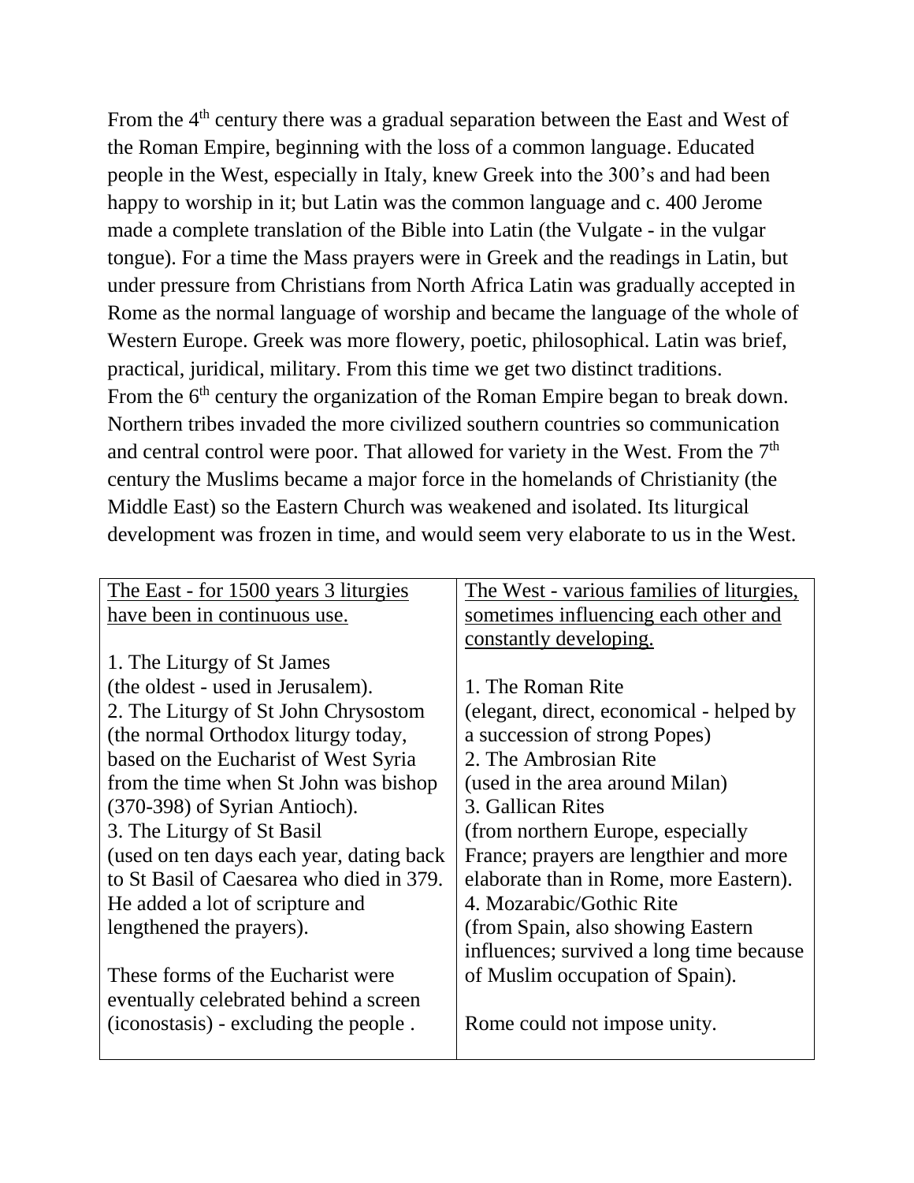From the 4th century there was a gradual separation between the East and West of the Roman Empire, beginning with the loss of a common language. Educated people in the West, especially in Italy, knew Greek into the 300's and had been happy to worship in it; but Latin was the common language and c. 400 Jerome made a complete translation of the Bible into Latin (the Vulgate - in the vulgar tongue). For a time the Mass prayers were in Greek and the readings in Latin, but under pressure from Christians from North Africa Latin was gradually accepted in Rome as the normal language of worship and became the language of the whole of Western Europe. Greek was more flowery, poetic, philosophical. Latin was brief, practical, juridical, military. From this time we get two distinct traditions.
From the 6th century the organization of the Roman Empire began to break down. Northern tribes invaded the more civilized southern countries so communication and central control were poor. That allowed for variety in the West. From the 7th century the Muslims became a major force in the homelands of Christianity (the Middle East) so the Eastern Church was weakened and isolated. Its liturgical development was frozen in time, and would seem very elaborate to us in the West.

| <u>The East - for 1500 years 3 liturgies have been in continuous use.</u> | <u>The West - various families of liturgies, sometimes influencing each other and constantly developing.</u> |
|---|---|
| 1. The Liturgy of St James (the oldest - used in Jerusalem).<br>2. The Liturgy of St John Chrysostom (the normal Orthodox liturgy today, based on the Eucharist of West Syria from the time when St John was bishop (370-398) of Syrian Antioch).<br>3. The Liturgy of St Basil (used on ten days each year, dating back to St Basil of Caesarea who died in 379. He added a lot of scripture and lengthened the prayers).<br><br>These forms of the Eucharist were eventually celebrated behind a screen (iconostasis) - excluding the people . | 1. The Roman Rite (elegant, direct, economical - helped by a succession of strong Popes)<br>2. The Ambrosian Rite (used in the area around Milan)<br>3. Gallican Rites (from northern Europe, especially France; prayers are lengthier and more elaborate than in Rome, more Eastern).<br>4. Mozarabic/Gothic Rite (from Spain, also showing Eastern influences; survived a long time because of Muslim occupation of Spain).<br><br>Rome could not impose unity. |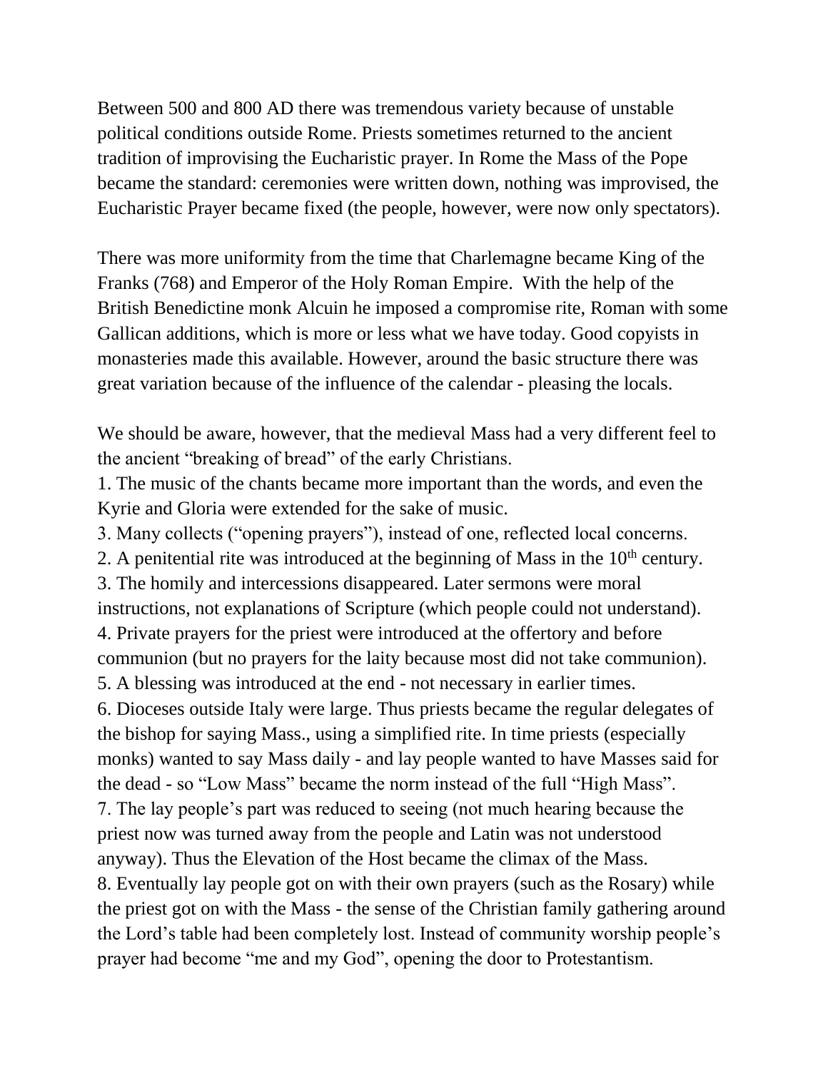Between 500 and 800 AD there was tremendous variety because of unstable political conditions outside Rome. Priests sometimes returned to the ancient tradition of improvising the Eucharistic prayer. In Rome the Mass of the Pope became the standard: ceremonies were written down, nothing was improvised, the Eucharistic Prayer became fixed (the people, however, were now only spectators).

There was more uniformity from the time that Charlemagne became King of the Franks (768) and Emperor of the Holy Roman Empire. With the help of the British Benedictine monk Alcuin he imposed a compromise rite, Roman with some Gallican additions, which is more or less what we have today. Good copyists in monasteries made this available. However, around the basic structure there was great variation because of the influence of the calendar - pleasing the locals.

We should be aware, however, that the medieval Mass had a very different feel to the ancient "breaking of bread" of the early Christians.

1. The music of the chants became more important than the words, and even the Kyrie and Gloria were extended for the sake of music.
3. Many collects ("opening prayers"), instead of one, reflected local concerns.
2. A penitential rite was introduced at the beginning of Mass in the 10th century.
3. The homily and intercessions disappeared. Later sermons were moral instructions, not explanations of Scripture (which people could not understand).
4. Private prayers for the priest were introduced at the offertory and before communion (but no prayers for the laity because most did not take communion).
5. A blessing was introduced at the end - not necessary in earlier times.
6. Dioceses outside Italy were large. Thus priests became the regular delegates of the bishop for saying Mass., using a simplified rite. In time priests (especially monks) wanted to say Mass daily - and lay people wanted to have Masses said for the dead - so "Low Mass" became the norm instead of the full "High Mass".
7. The lay people's part was reduced to seeing (not much hearing because the priest now was turned away from the people and Latin was not understood anyway). Thus the Elevation of the Host became the climax of the Mass.
8. Eventually lay people got on with their own prayers (such as the Rosary) while the priest got on with the Mass - the sense of the Christian family gathering around the Lord's table had been completely lost. Instead of community worship people's prayer had become "me and my God", opening the door to Protestantism.